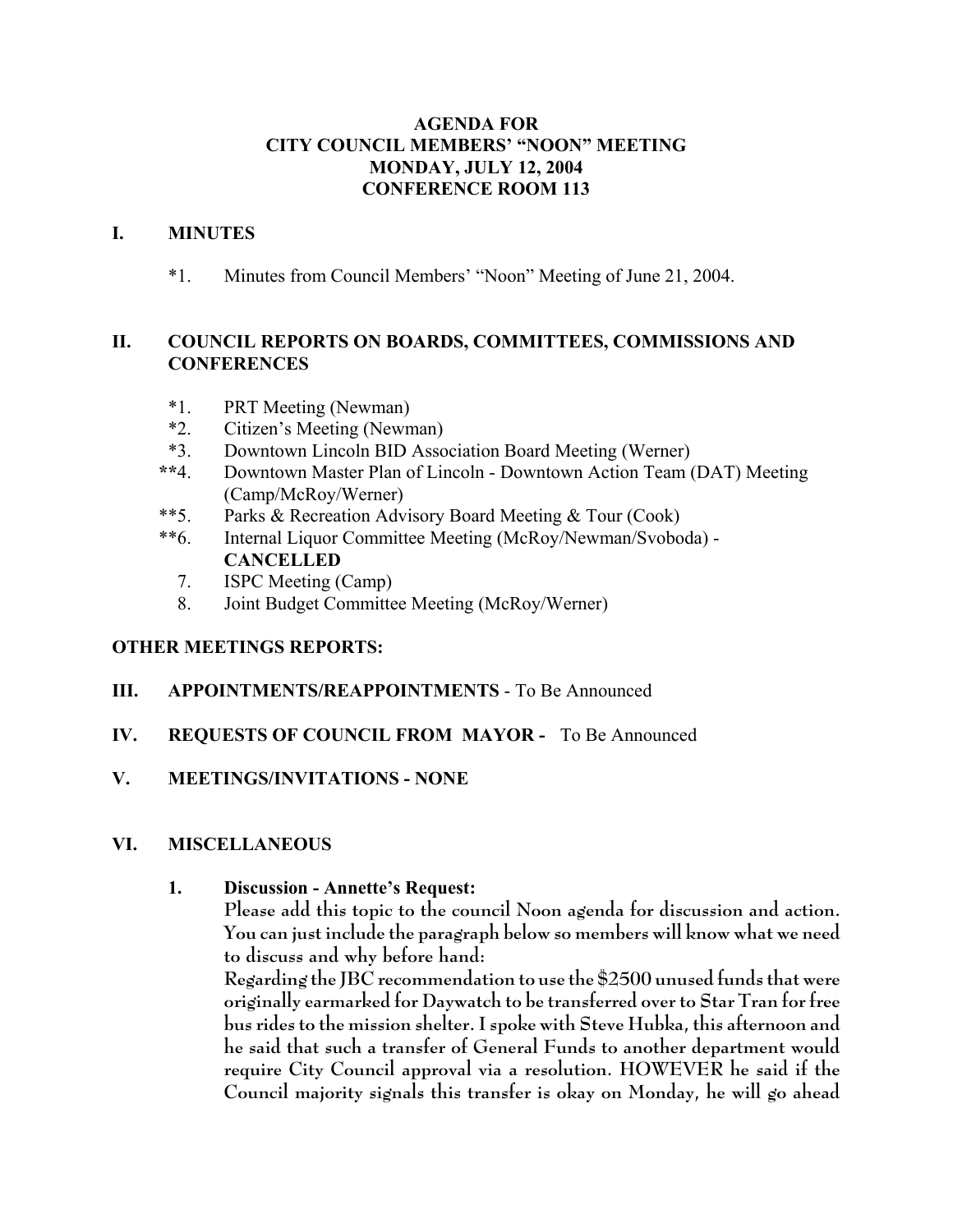**AGENDA FOR**
**CITY COUNCIL MEMBERS' "NOON" MEETING**
**MONDAY, JULY 12, 2004**
**CONFERENCE ROOM 113**

## I. MINUTES

*1. Minutes from Council Members' "Noon" Meeting of June 21, 2004.

## II. COUNCIL REPORTS ON BOARDS, COMMITTEES, COMMISSIONS AND CONFERENCES

*1. PRT Meeting (Newman)
*2. Citizen's Meeting (Newman)
*3. Downtown Lincoln BID Association Board Meeting (Werner)
**4. Downtown Master Plan of Lincoln - Downtown Action Team (DAT) Meeting (Camp/McRoy/Werner)
**5. Parks & Recreation Advisory Board Meeting & Tour (Cook)
**6. Internal Liquor Committee Meeting (McRoy/Newman/Svoboda) - **CANCELLED**
7. ISPC Meeting (Camp)
8. Joint Budget Committee Meeting (McRoy/Werner)

**OTHER MEETINGS REPORTS:**

## III. APPOINTMENTS/REAPPOINTMENTS - To Be Announced

## IV. REQUESTS OF COUNCIL FROM MAYOR - To Be Announced

## V. MEETINGS/INVITATIONS - NONE

## VI. MISCELLANEOUS

**1. Discussion - Annette's Request:**

Please add this topic to the council Noon agenda for discussion and action. You can just include the paragraph below so members will know what we need to discuss and why before hand:

Regarding the JBC recommendation to use the $2500 unused funds that were originally earmarked for Daywatch to be transferred over to Star Tran for free bus rides to the mission shelter. I spoke with Steve Hubka, this afternoon and he said that such a transfer of General Funds to another department would require City Council approval via a resolution. HOWEVER he said if the Council majority signals this transfer is okay on Monday, he will go ahead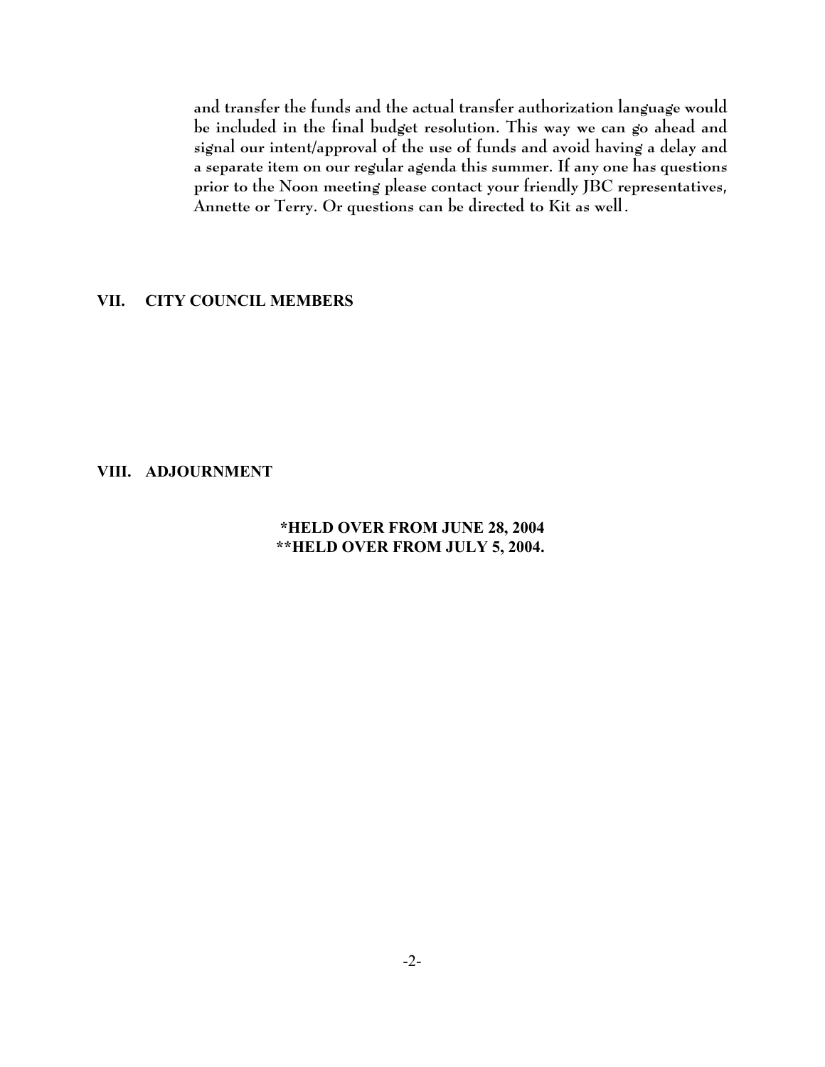and transfer the funds and the actual transfer authorization language would be included in the final budget resolution. This way we can go ahead and signal our intent/approval of the use of funds and avoid having a delay and a separate item on our regular agenda this summer. If any one has questions prior to the Noon meeting please contact your friendly JBC representatives, Annette or Terry. Or questions can be directed to Kit as well.

## VII. CITY COUNCIL MEMBERS

## VIII. ADJOURNMENT

**\*HELD OVER FROM JUNE 28, 2004**
**\*\*HELD OVER FROM JULY 5, 2004.**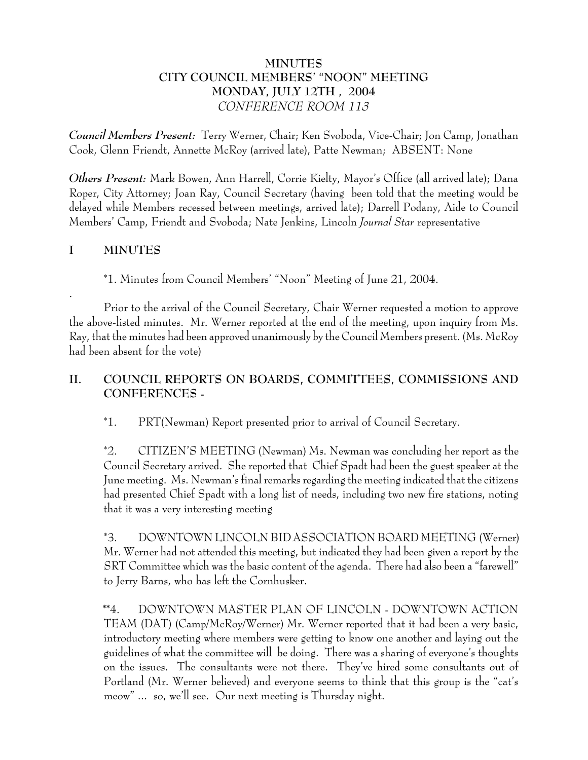# MINUTES
# CITY COUNCIL MEMBERS' "NOON" MEETING
# MONDAY, JULY 12TH , 2004
*CONFERENCE ROOM 113*

***Council Members Present:*** Terry Werner, Chair; Ken Svoboda, Vice-Chair; Jon Camp, Jonathan Cook, Glenn Friendt, Annette McRoy (arrived late), Patte Newman; ABSENT: None

***Others Present:*** Mark Bowen, Ann Harrell, Corrie Kielty, Mayor's Office (all arrived late); Dana Roper, City Attorney; Joan Ray, Council Secretary (having been told that the meeting would be delayed while Members recessed between meetings, arrived late); Darrell Podany, Aide to Council Members' Camp, Friendt and Svoboda; Nate Jenkins, Lincoln *Journal Star* representative

## I MINUTES

*1. Minutes from Council Members' "Noon" Meeting of June 21, 2004.

.

Prior to the arrival of the Council Secretary, Chair Werner requested a motion to approve the above-listed minutes. Mr. Werner reported at the end of the meeting, upon inquiry from Ms. Ray, that the minutes had been approved unanimously by the Council Members present. (Ms. McRoy had been absent for the vote)

## II. COUNCIL REPORTS ON BOARDS, COMMITTEES, COMMISSIONS AND CONFERENCES -

*1. PRT(Newman) Report presented prior to arrival of Council Secretary.

*2. CITIZEN'S MEETING (Newman) Ms. Newman was concluding her report as the Council Secretary arrived. She reported that Chief Spadt had been the guest speaker at the June meeting. Ms. Newman's final remarks regarding the meeting indicated that the citizens had presented Chief Spadt with a long list of needs, including two new fire stations, noting that it was a very interesting meeting

*3. DOWNTOWN LINCOLN BID ASSOCIATION BOARD MEETING (Werner) Mr. Werner had not attended this meeting, but indicated they had been given a report by the SRT Committee which was the basic content of the agenda. There had also been a "farewell" to Jerry Barns, who has left the Cornhusker.

**4. DOWNTOWN MASTER PLAN OF LINCOLN - DOWNTOWN ACTION TEAM (DAT) (Camp/McRoy/Werner) Mr. Werner reported that it had been a very basic, introductory meeting where members were getting to know one another and laying out the guidelines of what the committee will be doing. There was a sharing of everyone's thoughts on the issues. The consultants were not there. They've hired some consultants out of Portland (Mr. Werner believed) and everyone seems to think that this group is the "cat's meow" ... so, we'll see. Our next meeting is Thursday night.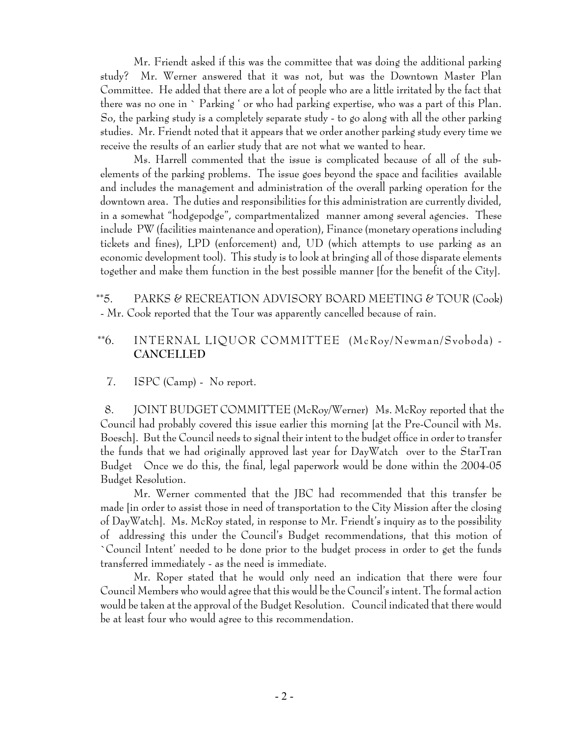Mr. Friendt asked if this was the committee that was doing the additional parking study? Mr. Werner answered that it was not, but was the Downtown Master Plan Committee. He added that there are a lot of people who are a little irritated by the fact that there was no one in ` Parking ' or who had parking expertise, who was a part of this Plan. So, the parking study is a completely separate study - to go along with all the other parking studies. Mr. Friendt noted that it appears that we order another parking study every time we receive the results of an earlier study that are not what we wanted to hear.

Ms. Harrell commented that the issue is complicated because of all of the sub-elements of the parking problems. The issue goes beyond the space and facilities available and includes the management and administration of the overall parking operation for the downtown area. The duties and responsibilities for this administration are currently divided, in a somewhat "hodgepodge", compartmentalized manner among several agencies. These include PW (facilities maintenance and operation), Finance (monetary operations including tickets and fines), LPD (enforcement) and, UD (which attempts to use parking as an economic development tool). This study is to look at bringing all of those disparate elements together and make them function in the best possible manner [for the benefit of the City].

**5. PARKS & RECREATION ADVISORY BOARD MEETING & TOUR (Cook) - Mr. Cook reported that the Tour was apparently cancelled because of rain.

**6. INTERNAL LIQUOR COMMITTEE (McRoy/Newman/Svoboda) - **CANCELLED**

7. ISPC (Camp) - No report.

8. JOINT BUDGET COMMITTEE (McRoy/Werner) Ms. McRoy reported that the Council had probably covered this issue earlier this morning [at the Pre-Council with Ms. Boesch]. But the Council needs to signal their intent to the budget office in order to transfer the funds that we had originally approved last year for DayWatch over to the StarTran Budget Once we do this, the final, legal paperwork would be done within the 2004-05 Budget Resolution.

Mr. Werner commented that the JBC had recommended that this transfer be made [in order to assist those in need of transportation to the City Mission after the closing of DayWatch]. Ms. McRoy stated, in response to Mr. Friendt's inquiry as to the possibility of addressing this under the Council's Budget recommendations, that this motion of `Council Intent' needed to be done prior to the budget process in order to get the funds transferred immediately - as the need is immediate.

Mr. Roper stated that he would only need an indication that there were four Council Members who would agree that this would be the Council's intent. The formal action would be taken at the approval of the Budget Resolution. Council indicated that there would be at least four who would agree to this recommendation.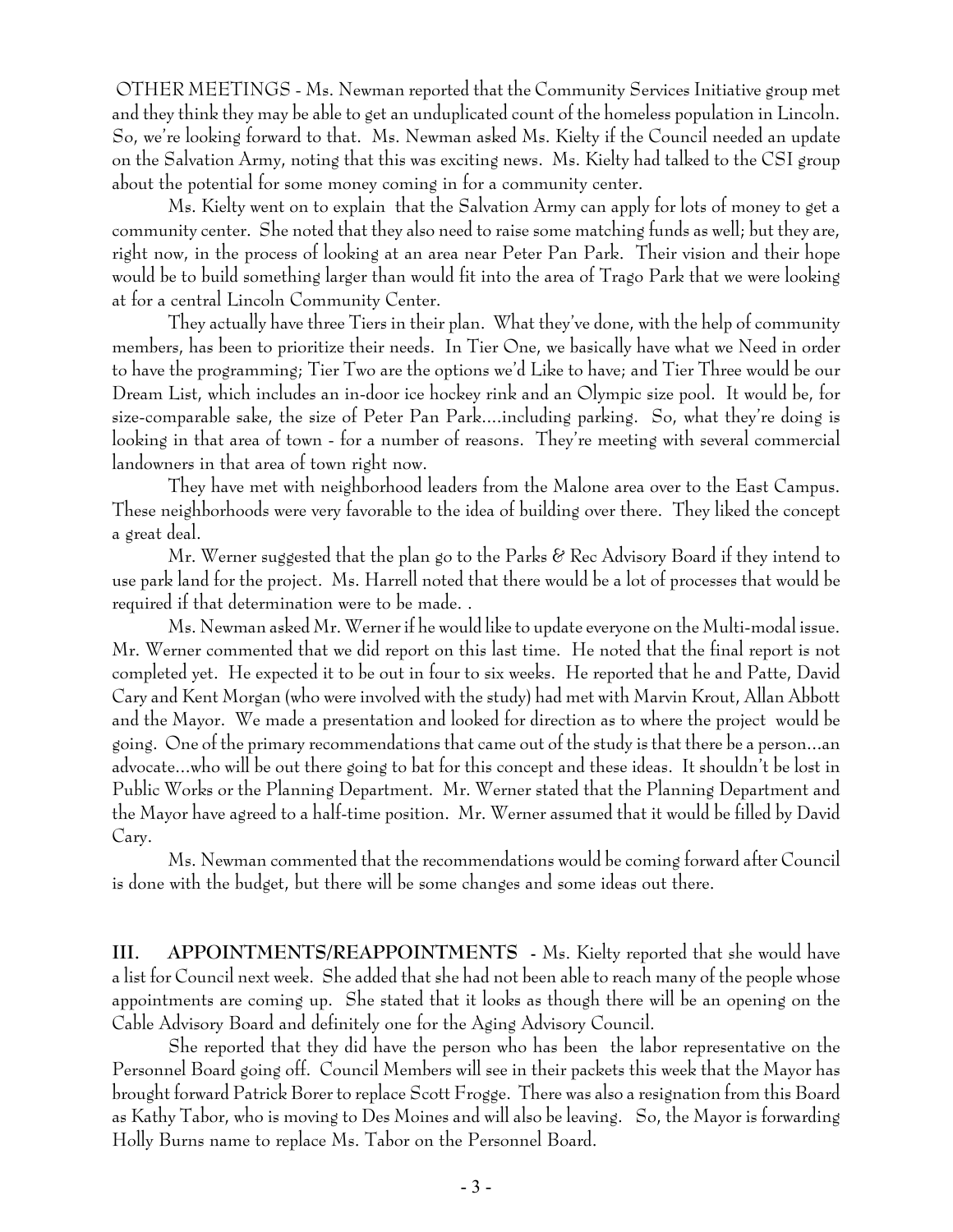OTHER MEETINGS - Ms. Newman reported that the Community Services Initiative group met and they think they may be able to get an unduplicated count of the homeless population in Lincoln. So, we're looking forward to that. Ms. Newman asked Ms. Kielty if the Council needed an update on the Salvation Army, noting that this was exciting news. Ms. Kielty had talked to the CSI group about the potential for some money coming in for a community center.

Ms. Kielty went on to explain that the Salvation Army can apply for lots of money to get a community center. She noted that they also need to raise some matching funds as well; but they are, right now, in the process of looking at an area near Peter Pan Park. Their vision and their hope would be to build something larger than would fit into the area of Trago Park that we were looking at for a central Lincoln Community Center.

They actually have three Tiers in their plan. What they've done, with the help of community members, has been to prioritize their needs. In Tier One, we basically have what we Need in order to have the programming; Tier Two are the options we'd Like to have; and Tier Three would be our Dream List, which includes an in-door ice hockey rink and an Olympic size pool. It would be, for size-comparable sake, the size of Peter Pan Park....including parking. So, what they're doing is looking in that area of town - for a number of reasons. They're meeting with several commercial landowners in that area of town right now.

They have met with neighborhood leaders from the Malone area over to the East Campus. These neighborhoods were very favorable to the idea of building over there. They liked the concept a great deal.

Mr. Werner suggested that the plan go to the Parks & Rec Advisory Board if they intend to use park land for the project. Ms. Harrell noted that there would be a lot of processes that would be required if that determination were to be made. .

Ms. Newman asked Mr. Werner if he would like to update everyone on the Multi-modal issue. Mr. Werner commented that we did report on this last time. He noted that the final report is not completed yet. He expected it to be out in four to six weeks. He reported that he and Patte, David Cary and Kent Morgan (who were involved with the study) had met with Marvin Krout, Allan Abbott and the Mayor. We made a presentation and looked for direction as to where the project would be going. One of the primary recommendations that came out of the study is that there be a person...an advocate...who will be out there going to bat for this concept and these ideas. It shouldn't be lost in Public Works or the Planning Department. Mr. Werner stated that the Planning Department and the Mayor have agreed to a half-time position. Mr. Werner assumed that it would be filled by David Cary.

Ms. Newman commented that the recommendations would be coming forward after Council is done with the budget, but there will be some changes and some ideas out there.

**III. APPOINTMENTS/REAPPOINTMENTS** - Ms. Kielty reported that she would have a list for Council next week. She added that she had not been able to reach many of the people whose appointments are coming up. She stated that it looks as though there will be an opening on the Cable Advisory Board and definitely one for the Aging Advisory Council.

She reported that they did have the person who has been the labor representative on the Personnel Board going off. Council Members will see in their packets this week that the Mayor has brought forward Patrick Borer to replace Scott Frogge. There was also a resignation from this Board as Kathy Tabor, who is moving to Des Moines and will also be leaving. So, the Mayor is forwarding Holly Burns name to replace Ms. Tabor on the Personnel Board.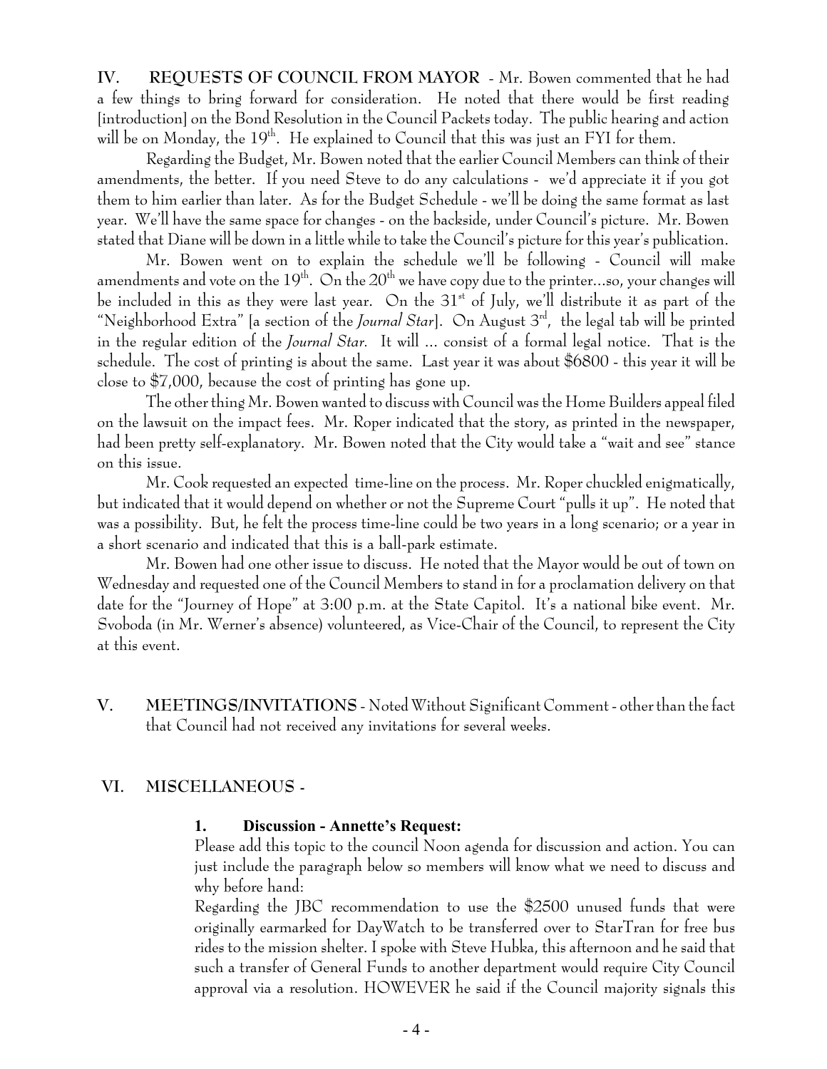**IV. REQUESTS OF COUNCIL FROM MAYOR** - Mr. Bowen commented that he had a few things to bring forward for consideration. He noted that there would be first reading [introduction] on the Bond Resolution in the Council Packets today. The public hearing and action will be on Monday, the 19th. He explained to Council that this was just an FYI for them.

Regarding the Budget, Mr. Bowen noted that the earlier Council Members can think of their amendments, the better. If you need Steve to do any calculations - we'd appreciate it if you got them to him earlier than later. As for the Budget Schedule - we'll be doing the same format as last year. We'll have the same space for changes - on the backside, under Council's picture. Mr. Bowen stated that Diane will be down in a little while to take the Council's picture for this year's publication.

Mr. Bowen went on to explain the schedule we'll be following - Council will make amendments and vote on the 19th. On the 20th we have copy due to the printer...so, your changes will be included in this as they were last year. On the 31st of July, we'll distribute it as part of the "Neighborhood Extra" [a section of the *Journal Star*]. On August 3rd, the legal tab will be printed in the regular edition of the *Journal Star*. It will ... consist of a formal legal notice. That is the schedule. The cost of printing is about the same. Last year it was about $6800 - this year it will be close to $7,000, because the cost of printing has gone up.

The other thing Mr. Bowen wanted to discuss with Council was the Home Builders appeal filed on the lawsuit on the impact fees. Mr. Roper indicated that the story, as printed in the newspaper, had been pretty self-explanatory. Mr. Bowen noted that the City would take a "wait and see" stance on this issue.

Mr. Cook requested an expected time-line on the process. Mr. Roper chuckled enigmatically, but indicated that it would depend on whether or not the Supreme Court "pulls it up". He noted that was a possibility. But, he felt the process time-line could be two years in a long scenario; or a year in a short scenario and indicated that this is a ball-park estimate.

Mr. Bowen had one other issue to discuss. He noted that the Mayor would be out of town on Wednesday and requested one of the Council Members to stand in for a proclamation delivery on that date for the "Journey of Hope" at 3:00 p.m. at the State Capitol. It's a national bike event. Mr. Svoboda (in Mr. Werner's absence) volunteered, as Vice-Chair of the Council, to represent the City at this event.

**V. MEETINGS/INVITATIONS** - Noted Without Significant Comment - other than the fact that Council had not received any invitations for several weeks.

**VI. MISCELLANEOUS -**

**1. Discussion - Annette's Request:**

Please add this topic to the council Noon agenda for discussion and action. You can just include the paragraph below so members will know what we need to discuss and why before hand:

Regarding the JBC recommendation to use the $2500 unused funds that were originally earmarked for DayWatch to be transferred over to StarTran for free bus rides to the mission shelter. I spoke with Steve Hubka, this afternoon and he said that such a transfer of General Funds to another department would require City Council approval via a resolution. HOWEVER he said if the Council majority signals this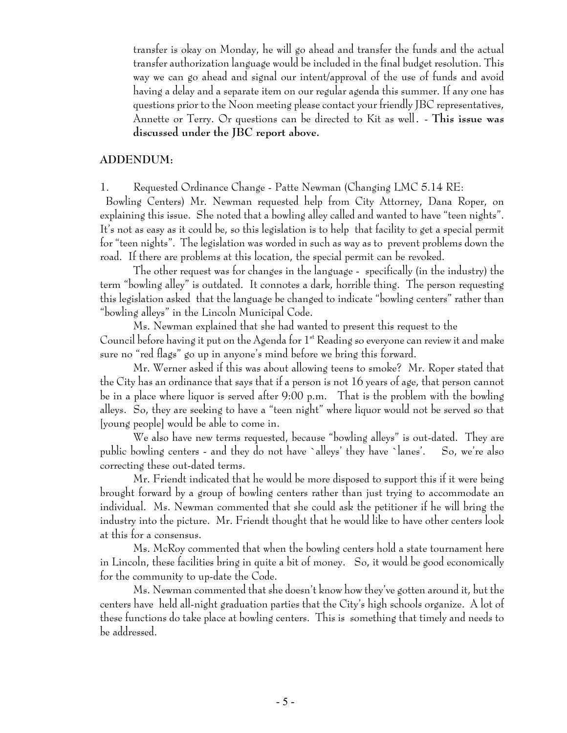transfer is okay on Monday, he will go ahead and transfer the funds and the actual transfer authorization language would be included in the final budget resolution. This way we can go ahead and signal our intent/approval of the use of funds and avoid having a delay and a separate item on our regular agenda this summer. If any one has questions prior to the Noon meeting please contact your friendly JBC representatives, Annette or Terry. Or questions can be directed to Kit as well. - **This issue was discussed under the JBC report above.**

**ADDENDUM:**

1. Requested Ordinance Change - Patte Newman (Changing LMC 5.14 RE: Bowling Centers) Mr. Newman requested help from City Attorney, Dana Roper, on explaining this issue. She noted that a bowling alley called and wanted to have "teen nights". It's not as easy as it could be, so this legislation is to help that facility to get a special permit for "teen nights". The legislation was worded in such as way as to prevent problems down the road. If there are problems at this location, the special permit can be revoked.

The other request was for changes in the language - specifically (in the industry) the term "bowling alley" is outdated. It connotes a dark, horrible thing. The person requesting this legislation asked that the language be changed to indicate "bowling centers" rather than "bowling alleys" in the Lincoln Municipal Code.

Ms. Newman explained that she had wanted to present this request to the Council before having it put on the Agenda for 1st Reading so everyone can review it and make sure no "red flags" go up in anyone's mind before we bring this forward.

Mr. Werner asked if this was about allowing teens to smoke? Mr. Roper stated that the City has an ordinance that says that if a person is not 16 years of age, that person cannot be in a place where liquor is served after 9:00 p.m. That is the problem with the bowling alleys. So, they are seeking to have a "teen night" where liquor would not be served so that [young people] would be able to come in.

We also have new terms requested, because "bowling alleys" is out-dated. They are public bowling centers - and they do not have `alleys' they have `lanes'. So, we're also correcting these out-dated terms.

Mr. Friendt indicated that he would be more disposed to support this if it were being brought forward by a group of bowling centers rather than just trying to accommodate an individual. Ms. Newman commented that she could ask the petitioner if he will bring the industry into the picture. Mr. Friendt thought that he would like to have other centers look at this for a consensus.

Ms. McRoy commented that when the bowling centers hold a state tournament here in Lincoln, these facilities bring in quite a bit of money. So, it would be good economically for the community to up-date the Code.

Ms. Newman commented that she doesn't know how they've gotten around it, but the centers have held all-night graduation parties that the City's high schools organize. A lot of these functions do take place at bowling centers. This is something that timely and needs to be addressed.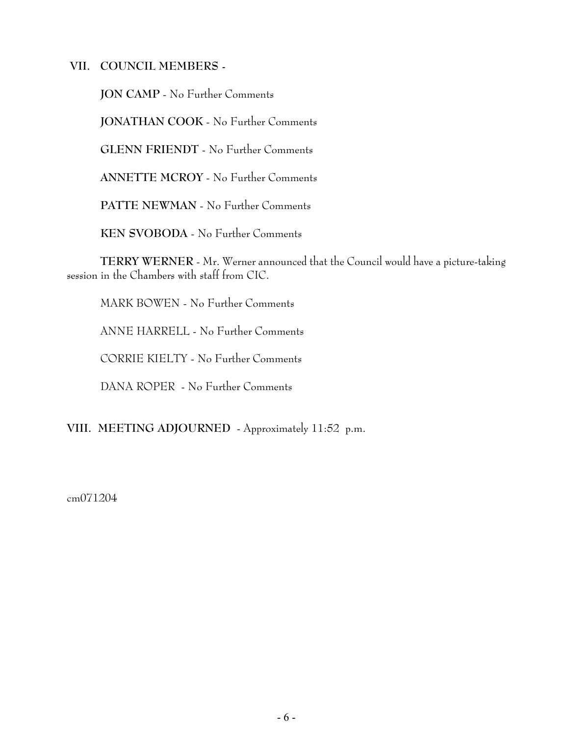## VII. COUNCIL MEMBERS -

**JON CAMP** - No Further Comments

**JONATHAN COOK** - No Further Comments

**GLENN FRIENDT** - No Further Comments

**ANNETTE MCROY** - No Further Comments

**PATTE NEWMAN** - No Further Comments

**KEN SVOBODA** - No Further Comments

**TERRY WERNER** - Mr. Werner announced that the Council would have a picture-taking session in the Chambers with staff from CIC.

MARK BOWEN - No Further Comments

ANNE HARRELL - No Further Comments

CORRIE KIELTY - No Further Comments

DANA ROPER - No Further Comments

## VIII. MEETING ADJOURNED - Approximately 11:52 p.m.

cm071204